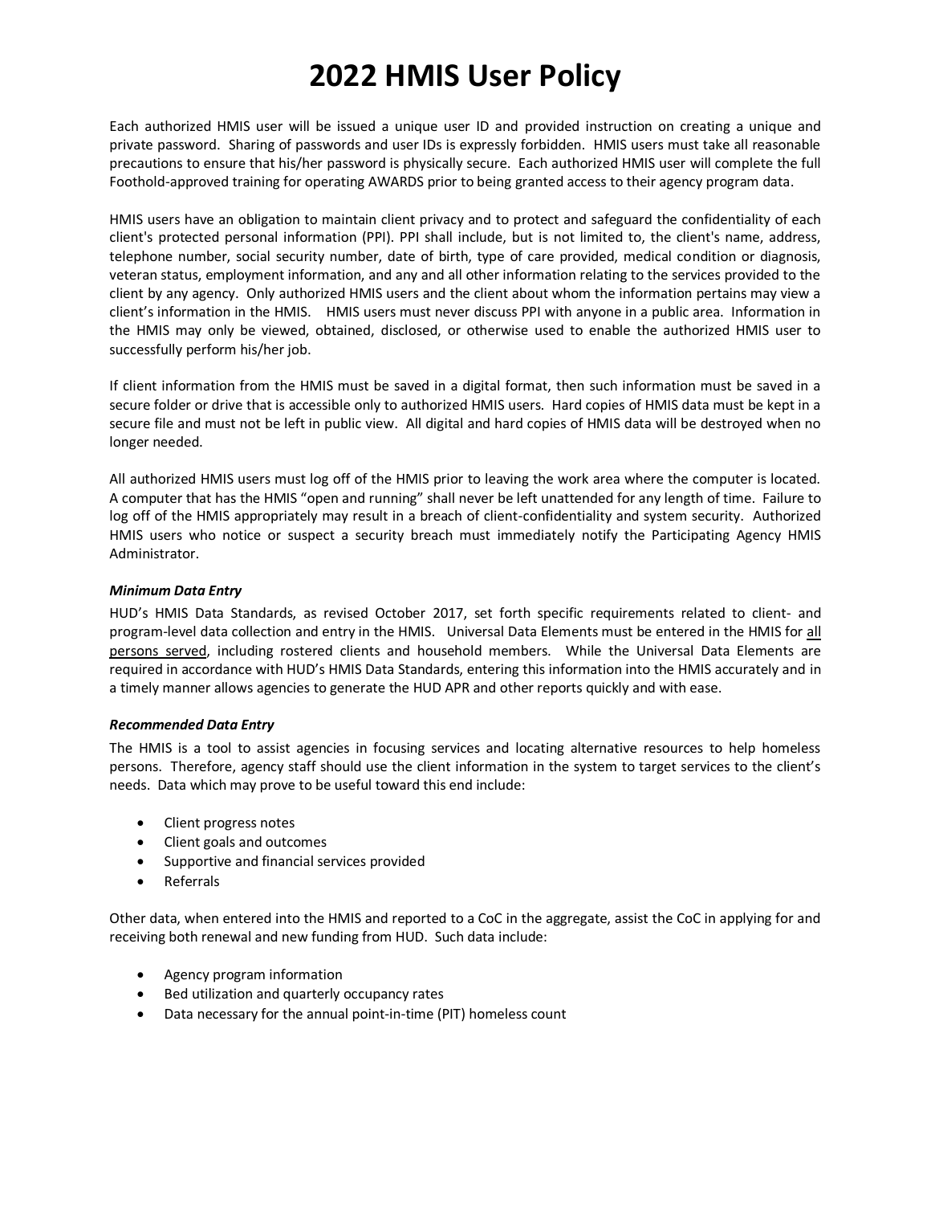# 2022 HMIS User Policy

Each authorized HMIS user will be issued a unique user ID and provided instruction on creating a unique and private password. Sharing of passwords and user IDs is expressly forbidden. HMIS users must take all reasonable precautions to ensure that his/her password is physically secure. Each authorized HMIS user will complete the full Foothold-approved training for operating AWARDS prior to being granted access to their agency program data.

HMIS users have an obligation to maintain client privacy and to protect and safeguard the confidentiality of each client's protected personal information (PPI). PPI shall include, but is not limited to, the client's name, address, telephone number, social security number, date of birth, type of care provided, medical condition or diagnosis, veteran status, employment information, and any and all other information relating to the services provided to the client by any agency. Only authorized HMIS users and the client about whom the information pertains may view a client's information in the HMIS. HMIS users must never discuss PPI with anyone in a public area. Information in the HMIS may only be viewed, obtained, disclosed, or otherwise used to enable the authorized HMIS user to successfully perform his/her job.

If client information from the HMIS must be saved in a digital format, then such information must be saved in a secure folder or drive that is accessible only to authorized HMIS users. Hard copies of HMIS data must be kept in a secure file and must not be left in public view. All digital and hard copies of HMIS data will be destroyed when no longer needed.

All authorized HMIS users must log off of the HMIS prior to leaving the work area where the computer is located. A computer that has the HMIS "open and running" shall never be left unattended for any length of time. Failure to log off of the HMIS appropriately may result in a breach of client-confidentiality and system security. Authorized HMIS users who notice or suspect a security breach must immediately notify the Participating Agency HMIS Administrator.

***Minimum Data Entry***

HUD's HMIS Data Standards, as revised October 2017, set forth specific requirements related to client- and program-level data collection and entry in the HMIS. Universal Data Elements must be entered in the HMIS for all persons served, including rostered clients and household members. While the Universal Data Elements are required in accordance with HUD's HMIS Data Standards, entering this information into the HMIS accurately and in a timely manner allows agencies to generate the HUD APR and other reports quickly and with ease.

***Recommended Data Entry***

The HMIS is a tool to assist agencies in focusing services and locating alternative resources to help homeless persons. Therefore, agency staff should use the client information in the system to target services to the client's needs. Data which may prove to be useful toward this end include:

- Client progress notes
- Client goals and outcomes
- Supportive and financial services provided
- Referrals

Other data, when entered into the HMIS and reported to a CoC in the aggregate, assist the CoC in applying for and receiving both renewal and new funding from HUD. Such data include:

- Agency program information
- Bed utilization and quarterly occupancy rates
- Data necessary for the annual point-in-time (PIT) homeless count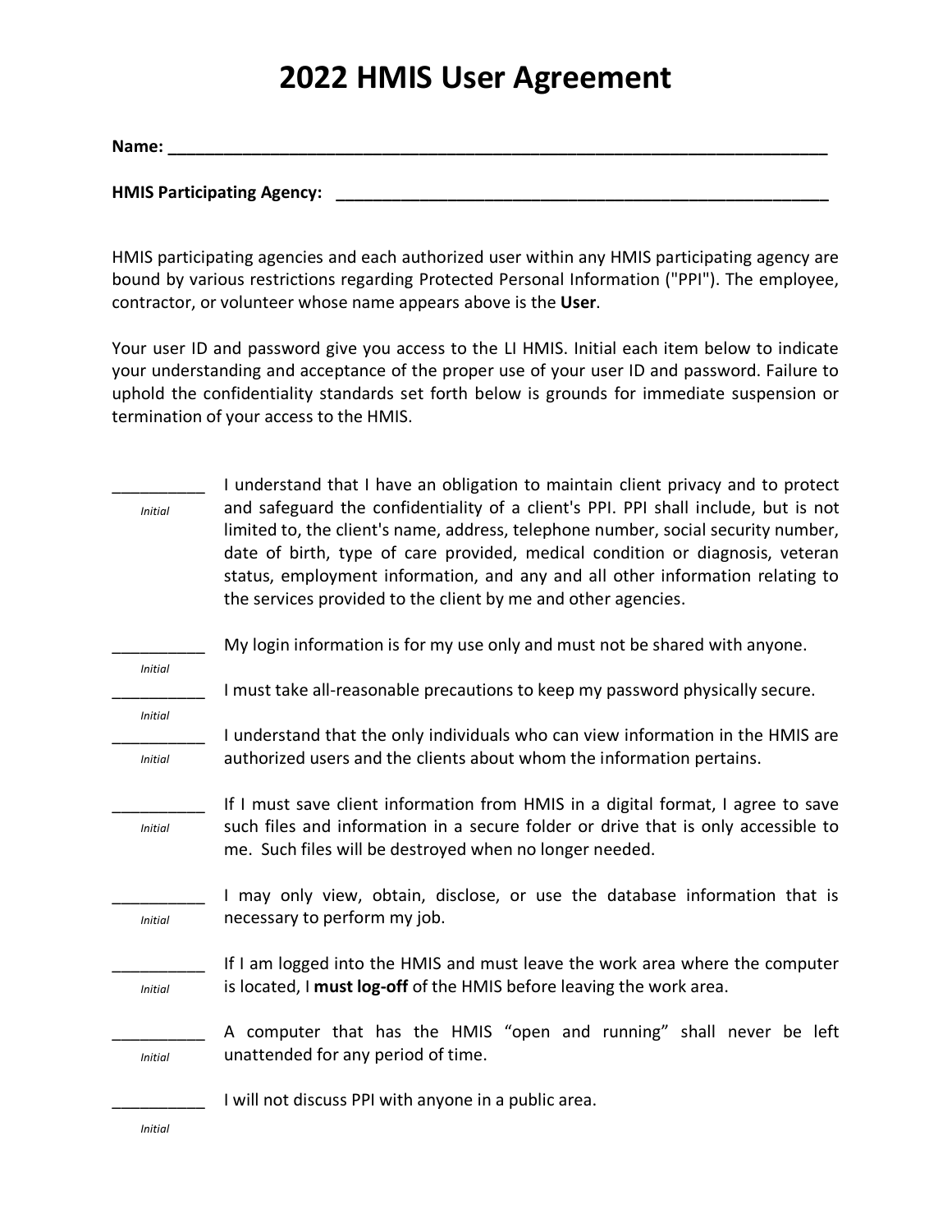# 2022 HMIS User Agreement

**Name: ___________________________________________________________________________**

**HMIS Participating Agency: _______________________________________________________**

HMIS participating agencies and each authorized user within any HMIS participating agency are bound by various restrictions regarding Protected Personal Information ("PPI"). The employee, contractor, or volunteer whose name appears above is the **User**.

Your user ID and password give you access to the LI HMIS. Initial each item below to indicate your understanding and acceptance of the proper use of your user ID and password. Failure to uphold the confidentiality standards set forth below is grounds for immediate suspension or termination of your access to the HMIS.

__________ *Initial* I understand that I have an obligation to maintain client privacy and to protect and safeguard the confidentiality of a client's PPI. PPI shall include, but is not limited to, the client's name, address, telephone number, social security number, date of birth, type of care provided, medical condition or diagnosis, veteran status, employment information, and any and all other information relating to the services provided to the client by me and other agencies.

__________ *Initial* My login information is for my use only and must not be shared with anyone.

__________ *Initial* I must take all-reasonable precautions to keep my password physically secure.

__________ *Initial* I understand that the only individuals who can view information in the HMIS are authorized users and the clients about whom the information pertains.

__________ *Initial* If I must save client information from HMIS in a digital format, I agree to save such files and information in a secure folder or drive that is only accessible to me. Such files will be destroyed when no longer needed.

__________ *Initial* I may only view, obtain, disclose, or use the database information that is necessary to perform my job.

__________ *Initial* If I am logged into the HMIS and must leave the work area where the computer is located, I **must log-off** of the HMIS before leaving the work area.

__________ *Initial* A computer that has the HMIS "open and running" shall never be left unattended for any period of time.

__________ *Initial* I will not discuss PPI with anyone in a public area.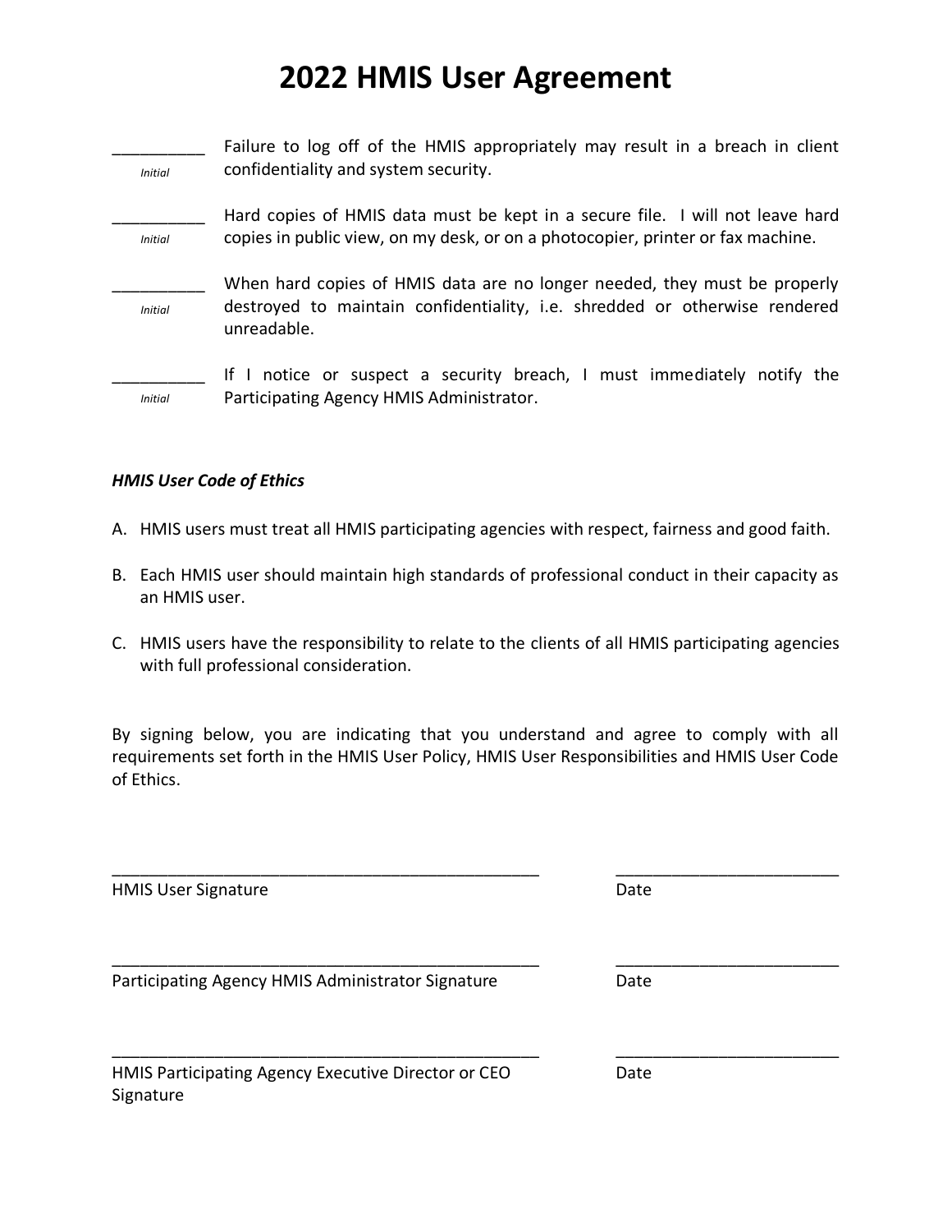# 2022 HMIS User Agreement

__________ *Initial* — Failure to log off of the HMIS appropriately may result in a breach in client confidentiality and system security.

__________ *Initial* — Hard copies of HMIS data must be kept in a secure file. I will not leave hard copies in public view, on my desk, or on a photocopier, printer or fax machine.

__________ *Initial* — When hard copies of HMIS data are no longer needed, they must be properly destroyed to maintain confidentiality, i.e. shredded or otherwise rendered unreadable.

__________ *Initial* — If I notice or suspect a security breach, I must immediately notify the Participating Agency HMIS Administrator.

***HMIS User Code of Ethics***

A. HMIS users must treat all HMIS participating agencies with respect, fairness and good faith.

B. Each HMIS user should maintain high standards of professional conduct in their capacity as an HMIS user.

C. HMIS users have the responsibility to relate to the clients of all HMIS participating agencies with full professional consideration.

By signing below, you are indicating that you understand and agree to comply with all requirements set forth in the HMIS User Policy, HMIS User Responsibilities and HMIS User Code of Ethics.

_______________________________________________ &nbsp;&nbsp;&nbsp; ________________________
HMIS User Signature &nbsp;&nbsp;&nbsp; Date

_______________________________________________ &nbsp;&nbsp;&nbsp; ________________________
Participating Agency HMIS Administrator Signature &nbsp;&nbsp;&nbsp; Date

_______________________________________________ &nbsp;&nbsp;&nbsp; ________________________
HMIS Participating Agency Executive Director or CEO Signature &nbsp;&nbsp;&nbsp; Date